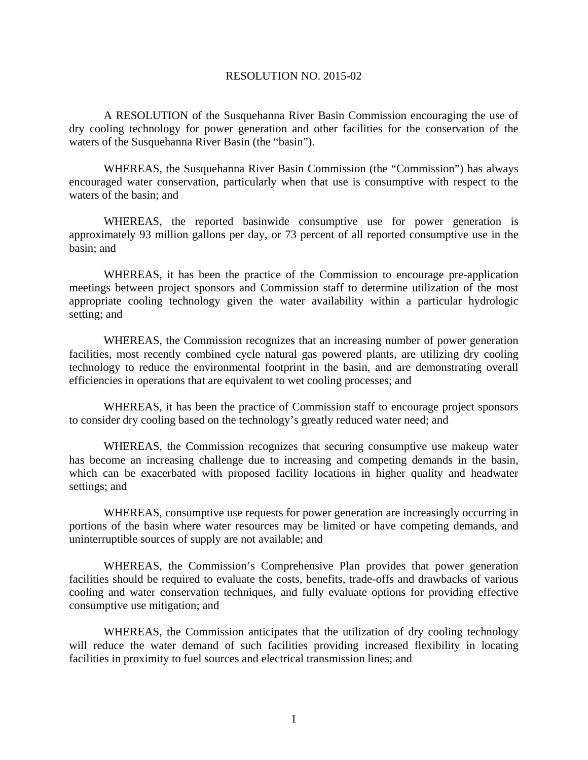# RESOLUTION NO. 2015-02

A RESOLUTION of the Susquehanna River Basin Commission encouraging the use of dry cooling technology for power generation and other facilities for the conservation of the waters of the Susquehanna River Basin (the "basin").

WHEREAS, the Susquehanna River Basin Commission (the "Commission") has always encouraged water conservation, particularly when that use is consumptive with respect to the waters of the basin; and

WHEREAS, the reported basinwide consumptive use for power generation is approximately 93 million gallons per day, or 73 percent of all reported consumptive use in the basin; and

WHEREAS, it has been the practice of the Commission to encourage pre-application meetings between project sponsors and Commission staff to determine utilization of the most appropriate cooling technology given the water availability within a particular hydrologic setting; and

WHEREAS, the Commission recognizes that an increasing number of power generation facilities, most recently combined cycle natural gas powered plants, are utilizing dry cooling technology to reduce the environmental footprint in the basin, and are demonstrating overall efficiencies in operations that are equivalent to wet cooling processes; and

WHEREAS, it has been the practice of Commission staff to encourage project sponsors to consider dry cooling based on the technology's greatly reduced water need; and

WHEREAS, the Commission recognizes that securing consumptive use makeup water has become an increasing challenge due to increasing and competing demands in the basin, which can be exacerbated with proposed facility locations in higher quality and headwater settings; and

WHEREAS, consumptive use requests for power generation are increasingly occurring in portions of the basin where water resources may be limited or have competing demands, and uninterruptible sources of supply are not available; and

WHEREAS, the Commission's Comprehensive Plan provides that power generation facilities should be required to evaluate the costs, benefits, trade-offs and drawbacks of various cooling and water conservation techniques, and fully evaluate options for providing effective consumptive use mitigation; and

WHEREAS, the Commission anticipates that the utilization of dry cooling technology will reduce the water demand of such facilities providing increased flexibility in locating facilities in proximity to fuel sources and electrical transmission lines; and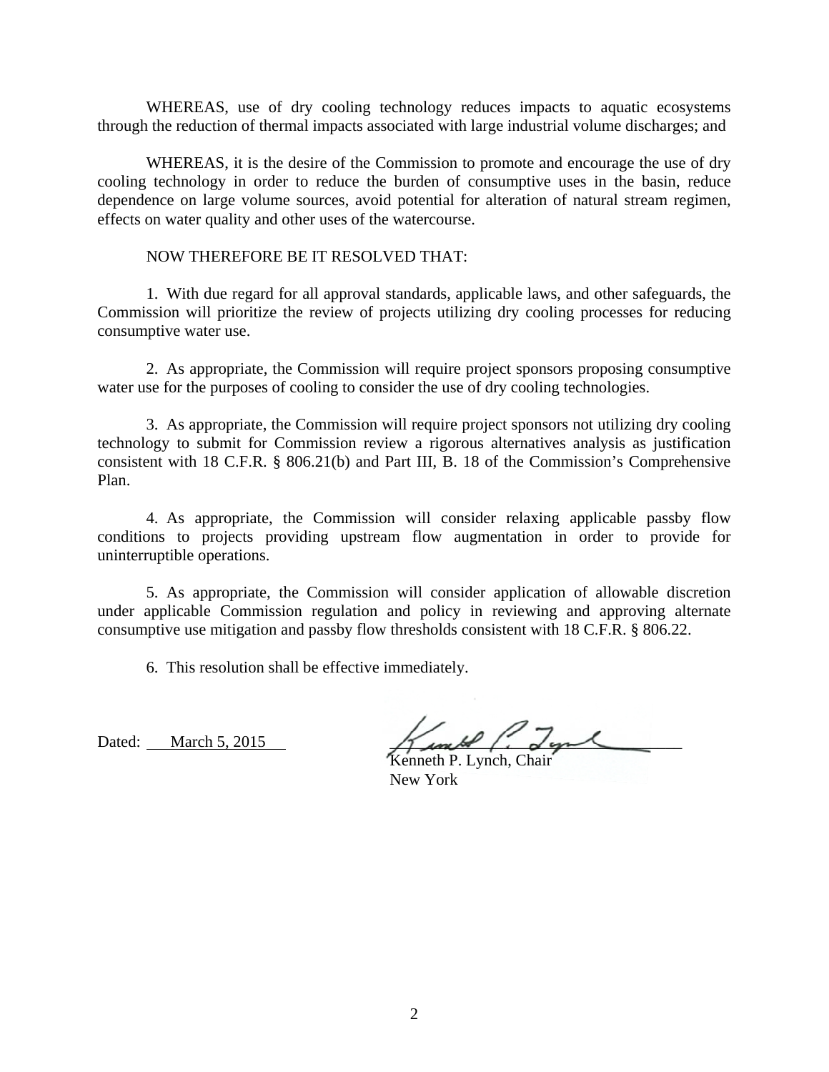WHEREAS, use of dry cooling technology reduces impacts to aquatic ecosystems through the reduction of thermal impacts associated with large industrial volume discharges; and

WHEREAS, it is the desire of the Commission to promote and encourage the use of dry cooling technology in order to reduce the burden of consumptive uses in the basin, reduce dependence on large volume sources, avoid potential for alteration of natural stream regimen, effects on water quality and other uses of the watercourse.

NOW THEREFORE BE IT RESOLVED THAT:

1. With due regard for all approval standards, applicable laws, and other safeguards, the Commission will prioritize the review of projects utilizing dry cooling processes for reducing consumptive water use.

2. As appropriate, the Commission will require project sponsors proposing consumptive water use for the purposes of cooling to consider the use of dry cooling technologies.

3. As appropriate, the Commission will require project sponsors not utilizing dry cooling technology to submit for Commission review a rigorous alternatives analysis as justification consistent with 18 C.F.R. § 806.21(b) and Part III, B. 18 of the Commission's Comprehensive Plan.

4. As appropriate, the Commission will consider relaxing applicable passby flow conditions to projects providing upstream flow augmentation in order to provide for uninterruptible operations.

5. As appropriate, the Commission will consider application of allowable discretion under applicable Commission regulation and policy in reviewing and approving alternate consumptive use mitigation and passby flow thresholds consistent with 18 C.F.R. § 806.22.

6. This resolution shall be effective immediately.

Dated: March 5, 2015

Kenneth P. Lynch, Chair
New York